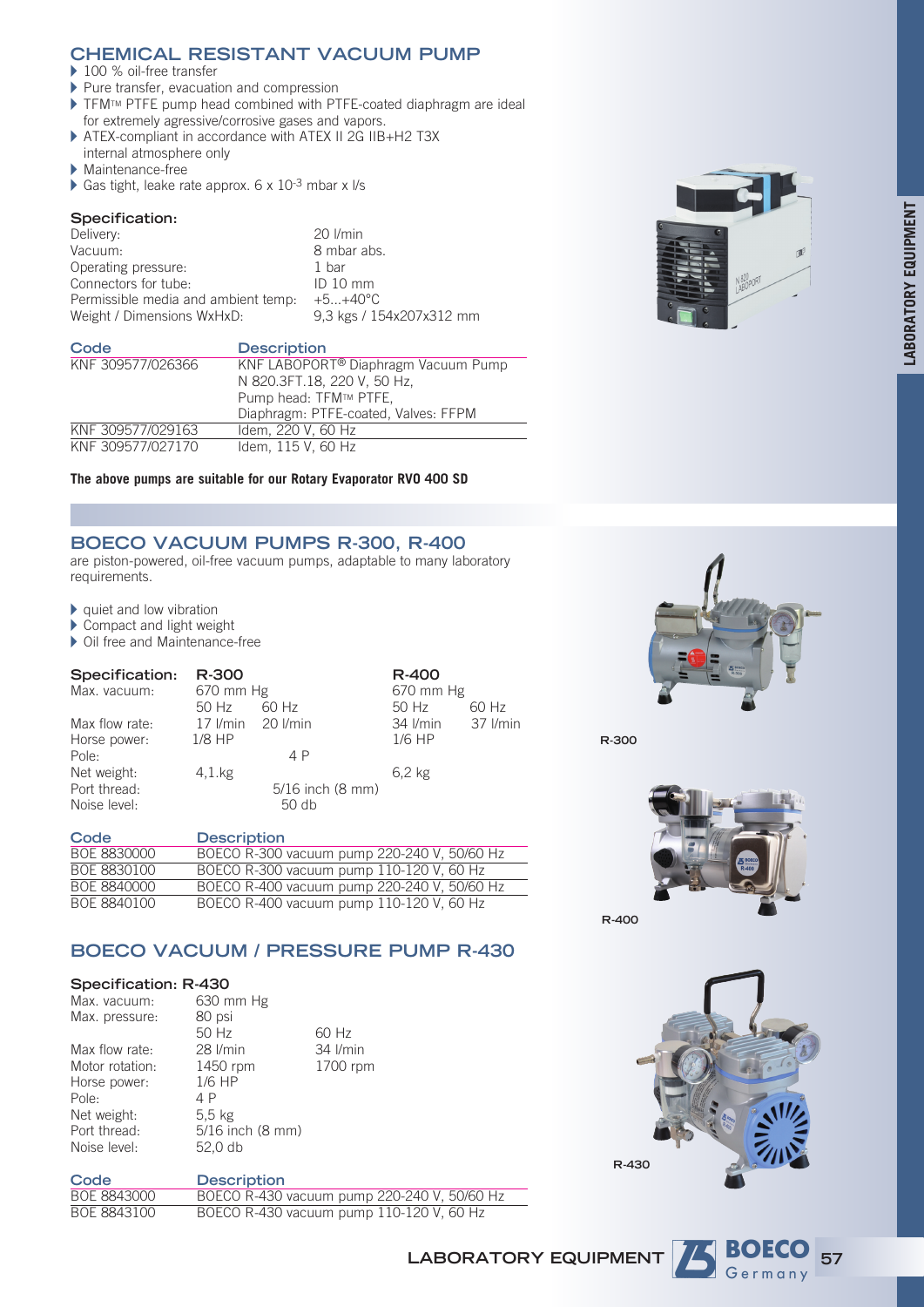## CHEMICAL RESISTANT VACUUM PUMP

- 100 % oil-free transfer
- Pure transfer, evacuation and compression
- TFM™ PTFE pump head combined with PTFE-coated diaphragm are ideal for extremely agressive/corrosive gases and vapors.
- ATEX-compliant in accordance with ATEX II 2G IIB+H2 T3X internal atmosphere only
- Maintenance-free
- Gas tight, leake rate approx. 6 x $10^{-3}$ mbar x l/s

### Specification:

| | |
|---|---|
| Delivery: | 20 l/min |
| Vacuum: | 8 mbar abs. |
| Operating pressure: | 1 bar |
| Connectors for tube: | ID 10 mm |
| Permissible media and ambient temp: | +5...+40°C |
| Weight / Dimensions WxHxD: | 9,3 kgs / 154x207x312 mm |

| Code | Description |
|---|---|
| KNF 309577/026366 | KNF LABOPORT® Diaphragm Vacuum Pump N 820.3FT.18, 220 V, 50 Hz, Pump head: TFM™ PTFE, Diaphragm: PTFE-coated, Valves: FFPM |
| KNF 309577/029163 | Idem, 220 V, 60 Hz |
| KNF 309577/027170 | Idem, 115 V, 60 Hz |

**The above pumps are suitable for our Rotary Evaporator RVO 400 SD**

## BOECO VACUUM PUMPS R-300, R-400

are piston-powered, oil-free vacuum pumps, adaptable to many laboratory requirements.

- quiet and low vibration
- Compact and light weight
- Oil free and Maintenance-free

| Specification: | R-300 | | R-400 | |
|---|---|---|---|---|
| Max. vacuum: | 670 mm Hg | | 670 mm Hg | |
| | 50 Hz | 60 Hz | 50 Hz | 60 Hz |
| Max flow rate: | 17 l/min | 20 l/min | 34 l/min | 37 l/min |
| Horse power: | 1/8 HP | | 1/6 HP | |
| Pole: | 4 P | | | |
| Net weight: | 4,1.kg | | 6,2 kg | |
| Port thread: | 5/16 inch (8 mm) | | | |
| Noise level: | 50 db | | | |

| Code | Description |
|---|---|
| BOE 8830000 | BOECO R-300 vacuum pump 220-240 V, 50/60 Hz |
| BOE 8830100 | BOECO R-300 vacuum pump 110-120 V, 60 Hz |
| BOE 8840000 | BOECO R-400 vacuum pump 220-240 V, 50/60 Hz |
| BOE 8840100 | BOECO R-400 vacuum pump 110-120 V, 60 Hz |

R-300

R-400

## BOECO VACUUM / PRESSURE PUMP R-430

| Specification: R-430 | | |
|---|---|---|
| Max. vacuum: | 630 mm Hg | |
| Max. pressure: | 80 psi | |
| | 50 Hz | 60 Hz |
| Max flow rate: | 28 l/min | 34 l/min |
| Motor rotation: | 1450 rpm | 1700 rpm |
| Horse power: | 1/6 HP | |
| Pole: | 4 P | |
| Net weight: | 5,5 kg | |
| Port thread: | 5/16 inch (8 mm) | |
| Noise level: | 52,0 db | |

| Code | Description |
|---|---|
| BOE 8843000 | BOECO R-430 vacuum pump 220-240 V, 50/60 Hz |
| BOE 8843100 | BOECO R-430 vacuum pump 110-120 V, 60 Hz |

R-430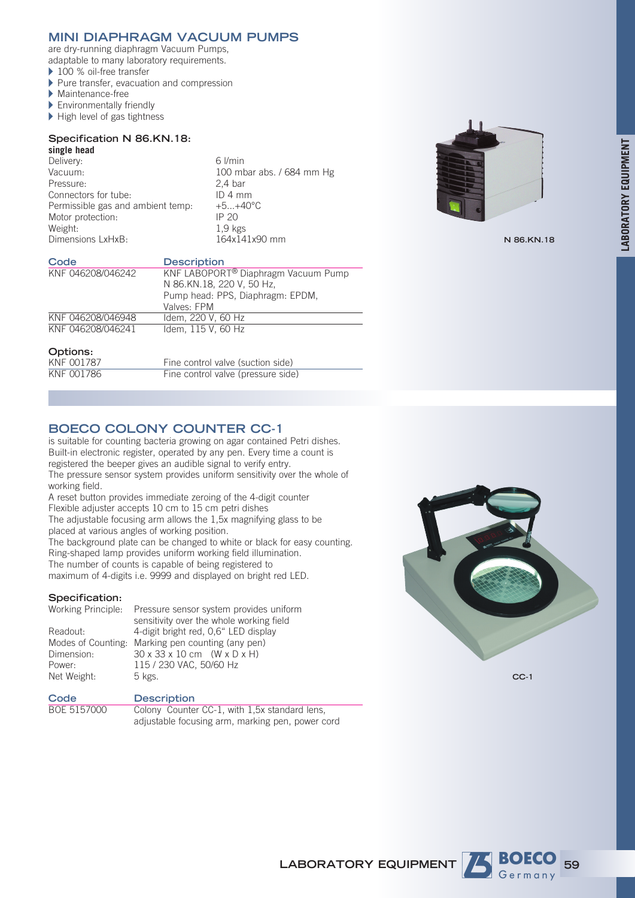## MINI DIAPHRAGM VACUUM PUMPS

are dry-running diaphragm Vacuum Pumps, adaptable to many laboratory requirements.

- 100 % oil-free transfer
- Pure transfer, evacuation and compression
- Maintenance-free
- Environmentally friendly
- High level of gas tightness

### Specification N 86.KN.18:

**single head**

| | |
|---|---|
| Delivery: | 6 l/min |
| Vacuum: | 100 mbar abs. / 684 mm Hg |
| Pressure: | 2,4 bar |
| Connectors for tube: | ID 4 mm |
| Permissible gas and ambient temp: | +5...+40°C |
| Motor protection: | IP 20 |
| Weight: | 1,9 kgs |
| Dimensions LxHxB: | 164x141x90 mm |

N 86.KN.18

| Code | Description |
|---|---|
| KNF 046208/046242 | KNF LABOPORT® Diaphragm Vacuum Pump N 86.KN.18, 220 V, 50 Hz, Pump head: PPS, Diaphragm: EPDM, Valves: FPM |
| KNF 046208/046948 | Idem, 220 V, 60 Hz |
| KNF 046208/046241 | Idem, 115 V, 60 Hz |

### Options:

| | |
|---|---|
| KNF 001787 | Fine control valve (suction side) |
| KNF 001786 | Fine control valve (pressure side) |

## BOECO COLONY COUNTER CC-1

is suitable for counting bacteria growing on agar contained Petri dishes.
Built-in electronic register, operated by any pen. Every time a count is registered the beeper gives an audible signal to verify entry.
The pressure sensor system provides uniform sensitivity over the whole of working field.
A reset button provides immediate zeroing of the 4-digit counter
Flexible adjuster accepts 10 cm to 15 cm petri dishes
The adjustable focusing arm allows the 1,5x magnifying glass to be placed at various angles of working position.
The background plate can be changed to white or black for easy counting.
Ring-shaped lamp provides uniform working field illumination.
The number of counts is capable of being registered to maximum of 4-digits i.e. 9999 and displayed on bright red LED.

### Specification:

| | |
|---|---|
| Working Principle: | Pressure sensor system provides uniform sensitivity over the whole working field |
| Readout: | 4-digit bright red, 0,6“ LED display |
| Modes of Counting: | Marking pen counting (any pen) |
| Dimension: | 30 x 33 x 10 cm (W x D x H) |
| Power: | 115 / 230 VAC, 50/60 Hz |
| Net Weight: | 5 kgs. |

CC-1

| Code | Description |
|---|---|
| BOE 5157000 | Colony Counter CC-1, with 1,5x standard lens, adjustable focusing arm, marking pen, power cord |